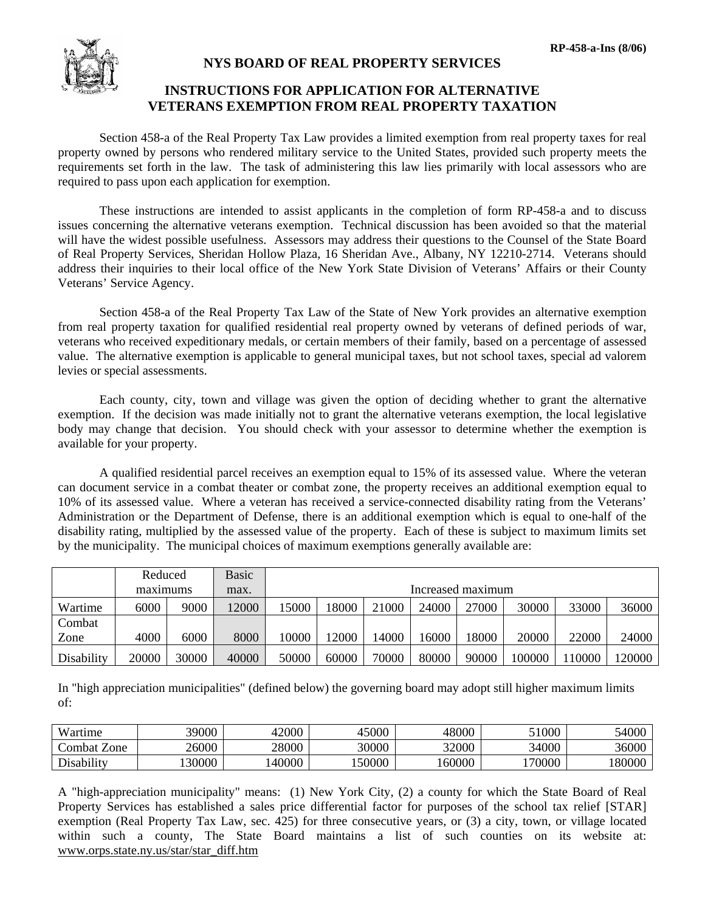RP-458-a-Ins (8/06)

# NYS BOARD OF REAL PROPERTY SERVICES

## INSTRUCTIONS FOR APPLICATION FOR ALTERNATIVE VETERANS EXEMPTION FROM REAL PROPERTY TAXATION

Section 458-a of the Real Property Tax Law provides a limited exemption from real property taxes for real property owned by persons who rendered military service to the United States, provided such property meets the requirements set forth in the law. The task of administering this law lies primarily with local assessors who are required to pass upon each application for exemption.

These instructions are intended to assist applicants in the completion of form RP-458-a and to discuss issues concerning the alternative veterans exemption. Technical discussion has been avoided so that the material will have the widest possible usefulness. Assessors may address their questions to the Counsel of the State Board of Real Property Services, Sheridan Hollow Plaza, 16 Sheridan Ave., Albany, NY 12210-2714. Veterans should address their inquiries to their local office of the New York State Division of Veterans' Affairs or their County Veterans' Service Agency.

Section 458-a of the Real Property Tax Law of the State of New York provides an alternative exemption from real property taxation for qualified residential real property owned by veterans of defined periods of war, veterans who received expeditionary medals, or certain members of their family, based on a percentage of assessed value. The alternative exemption is applicable to general municipal taxes, but not school taxes, special ad valorem levies or special assessments.

Each county, city, town and village was given the option of deciding whether to grant the alternative exemption. If the decision was made initially not to grant the alternative veterans exemption, the local legislative body may change that decision. You should check with your assessor to determine whether the exemption is available for your property.

A qualified residential parcel receives an exemption equal to 15% of its assessed value. Where the veteran can document service in a combat theater or combat zone, the property receives an additional exemption equal to 10% of its assessed value. Where a veteran has received a service-connected disability rating from the Veterans' Administration or the Department of Defense, there is an additional exemption which is equal to one-half of the disability rating, multiplied by the assessed value of the property. Each of these is subject to maximum limits set by the municipality. The municipal choices of maximum exemptions generally available are:

| | Reduced maximums | | Basic max. | Increased maximum | | | | | | | |
|---|---|---|---|---|---|---|---|---|---|---|---|
| Wartime | 6000 | 9000 | 12000 | 15000 | 18000 | 21000 | 24000 | 27000 | 30000 | 33000 | 36000 |
| Combat Zone | 4000 | 6000 | 8000 | 10000 | 12000 | 14000 | 16000 | 18000 | 20000 | 22000 | 24000 |
| Disability | 20000 | 30000 | 40000 | 50000 | 60000 | 70000 | 80000 | 90000 | 100000 | 110000 | 120000 |

In "high appreciation municipalities" (defined below) the governing board may adopt still higher maximum limits of:

| | | | | | | |
|---|---|---|---|---|---|---|
| Wartime | 39000 | 42000 | 45000 | 48000 | 51000 | 54000 |
| Combat Zone | 26000 | 28000 | 30000 | 32000 | 34000 | 36000 |
| Disability | 130000 | 140000 | 150000 | 160000 | 170000 | 180000 |

A "high-appreciation municipality" means: (1) New York City, (2) a county for which the State Board of Real Property Services has established a sales price differential factor for purposes of the school tax relief [STAR] exemption (Real Property Tax Law, sec. 425) for three consecutive years, or (3) a city, town, or village located within such a county, The State Board maintains a list of such counties on its website at: www.orps.state.ny.us/star/star_diff.htm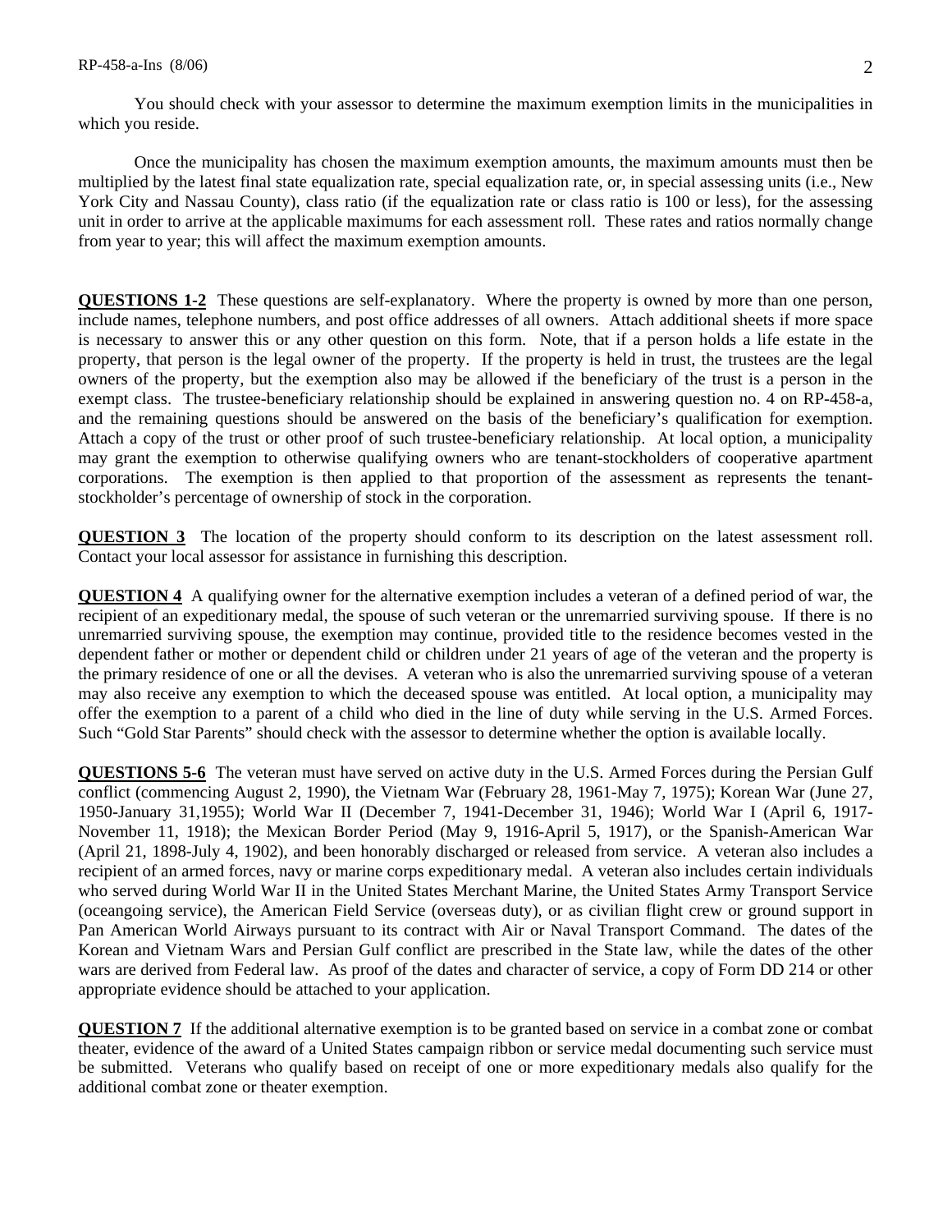You should check with your assessor to determine the maximum exemption limits in the municipalities in which you reside.

Once the municipality has chosen the maximum exemption amounts, the maximum amounts must then be multiplied by the latest final state equalization rate, special equalization rate, or, in special assessing units (i.e., New York City and Nassau County), class ratio (if the equalization rate or class ratio is 100 or less), for the assessing unit in order to arrive at the applicable maximums for each assessment roll. These rates and ratios normally change from year to year; this will affect the maximum exemption amounts.

**QUESTIONS 1-2** These questions are self-explanatory. Where the property is owned by more than one person, include names, telephone numbers, and post office addresses of all owners. Attach additional sheets if more space is necessary to answer this or any other question on this form. Note, that if a person holds a life estate in the property, that person is the legal owner of the property. If the property is held in trust, the trustees are the legal owners of the property, but the exemption also may be allowed if the beneficiary of the trust is a person in the exempt class. The trustee-beneficiary relationship should be explained in answering question no. 4 on RP-458-a, and the remaining questions should be answered on the basis of the beneficiary's qualification for exemption. Attach a copy of the trust or other proof of such trustee-beneficiary relationship. At local option, a municipality may grant the exemption to otherwise qualifying owners who are tenant-stockholders of cooperative apartment corporations. The exemption is then applied to that proportion of the assessment as represents the tenant-stockholder's percentage of ownership of stock in the corporation.

**QUESTION 3** The location of the property should conform to its description on the latest assessment roll. Contact your local assessor for assistance in furnishing this description.

**QUESTION 4** A qualifying owner for the alternative exemption includes a veteran of a defined period of war, the recipient of an expeditionary medal, the spouse of such veteran or the unremarried surviving spouse. If there is no unremarried surviving spouse, the exemption may continue, provided title to the residence becomes vested in the dependent father or mother or dependent child or children under 21 years of age of the veteran and the property is the primary residence of one or all the devises. A veteran who is also the unremarried surviving spouse of a veteran may also receive any exemption to which the deceased spouse was entitled. At local option, a municipality may offer the exemption to a parent of a child who died in the line of duty while serving in the U.S. Armed Forces. Such "Gold Star Parents" should check with the assessor to determine whether the option is available locally.

**QUESTIONS 5-6** The veteran must have served on active duty in the U.S. Armed Forces during the Persian Gulf conflict (commencing August 2, 1990), the Vietnam War (February 28, 1961-May 7, 1975); Korean War (June 27, 1950-January 31,1955); World War II (December 7, 1941-December 31, 1946); World War I (April 6, 1917-November 11, 1918); the Mexican Border Period (May 9, 1916-April 5, 1917), or the Spanish-American War (April 21, 1898-July 4, 1902), and been honorably discharged or released from service. A veteran also includes a recipient of an armed forces, navy or marine corps expeditionary medal. A veteran also includes certain individuals who served during World War II in the United States Merchant Marine, the United States Army Transport Service (oceangoing service), the American Field Service (overseas duty), or as civilian flight crew or ground support in Pan American World Airways pursuant to its contract with Air or Naval Transport Command. The dates of the Korean and Vietnam Wars and Persian Gulf conflict are prescribed in the State law, while the dates of the other wars are derived from Federal law. As proof of the dates and character of service, a copy of Form DD 214 or other appropriate evidence should be attached to your application.

**QUESTION 7** If the additional alternative exemption is to be granted based on service in a combat zone or combat theater, evidence of the award of a United States campaign ribbon or service medal documenting such service must be submitted. Veterans who qualify based on receipt of one or more expeditionary medals also qualify for the additional combat zone or theater exemption.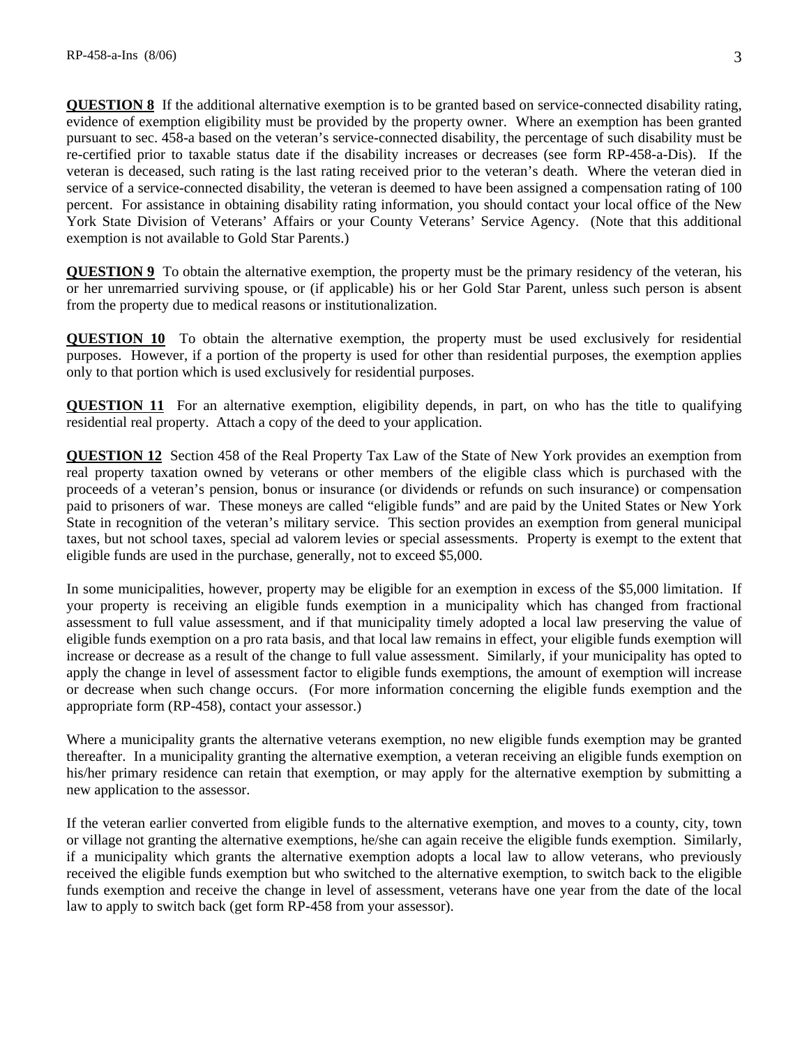**QUESTION 8** If the additional alternative exemption is to be granted based on service-connected disability rating, evidence of exemption eligibility must be provided by the property owner. Where an exemption has been granted pursuant to sec. 458-a based on the veteran's service-connected disability, the percentage of such disability must be re-certified prior to taxable status date if the disability increases or decreases (see form RP-458-a-Dis). If the veteran is deceased, such rating is the last rating received prior to the veteran's death. Where the veteran died in service of a service-connected disability, the veteran is deemed to have been assigned a compensation rating of 100 percent. For assistance in obtaining disability rating information, you should contact your local office of the New York State Division of Veterans' Affairs or your County Veterans' Service Agency. (Note that this additional exemption is not available to Gold Star Parents.)

**QUESTION 9** To obtain the alternative exemption, the property must be the primary residency of the veteran, his or her unremarried surviving spouse, or (if applicable) his or her Gold Star Parent, unless such person is absent from the property due to medical reasons or institutionalization.

**QUESTION 10** To obtain the alternative exemption, the property must be used exclusively for residential purposes. However, if a portion of the property is used for other than residential purposes, the exemption applies only to that portion which is used exclusively for residential purposes.

**QUESTION 11** For an alternative exemption, eligibility depends, in part, on who has the title to qualifying residential real property. Attach a copy of the deed to your application.

**QUESTION 12** Section 458 of the Real Property Tax Law of the State of New York provides an exemption from real property taxation owned by veterans or other members of the eligible class which is purchased with the proceeds of a veteran's pension, bonus or insurance (or dividends or refunds on such insurance) or compensation paid to prisoners of war. These moneys are called "eligible funds" and are paid by the United States or New York State in recognition of the veteran's military service. This section provides an exemption from general municipal taxes, but not school taxes, special ad valorem levies or special assessments. Property is exempt to the extent that eligible funds are used in the purchase, generally, not to exceed $5,000.

In some municipalities, however, property may be eligible for an exemption in excess of the $5,000 limitation. If your property is receiving an eligible funds exemption in a municipality which has changed from fractional assessment to full value assessment, and if that municipality timely adopted a local law preserving the value of eligible funds exemption on a pro rata basis, and that local law remains in effect, your eligible funds exemption will increase or decrease as a result of the change to full value assessment. Similarly, if your municipality has opted to apply the change in level of assessment factor to eligible funds exemptions, the amount of exemption will increase or decrease when such change occurs. (For more information concerning the eligible funds exemption and the appropriate form (RP-458), contact your assessor.)

Where a municipality grants the alternative veterans exemption, no new eligible funds exemption may be granted thereafter. In a municipality granting the alternative exemption, a veteran receiving an eligible funds exemption on his/her primary residence can retain that exemption, or may apply for the alternative exemption by submitting a new application to the assessor.

If the veteran earlier converted from eligible funds to the alternative exemption, and moves to a county, city, town or village not granting the alternative exemptions, he/she can again receive the eligible funds exemption. Similarly, if a municipality which grants the alternative exemption adopts a local law to allow veterans, who previously received the eligible funds exemption but who switched to the alternative exemption, to switch back to the eligible funds exemption and receive the change in level of assessment, veterans have one year from the date of the local law to apply to switch back (get form RP-458 from your assessor).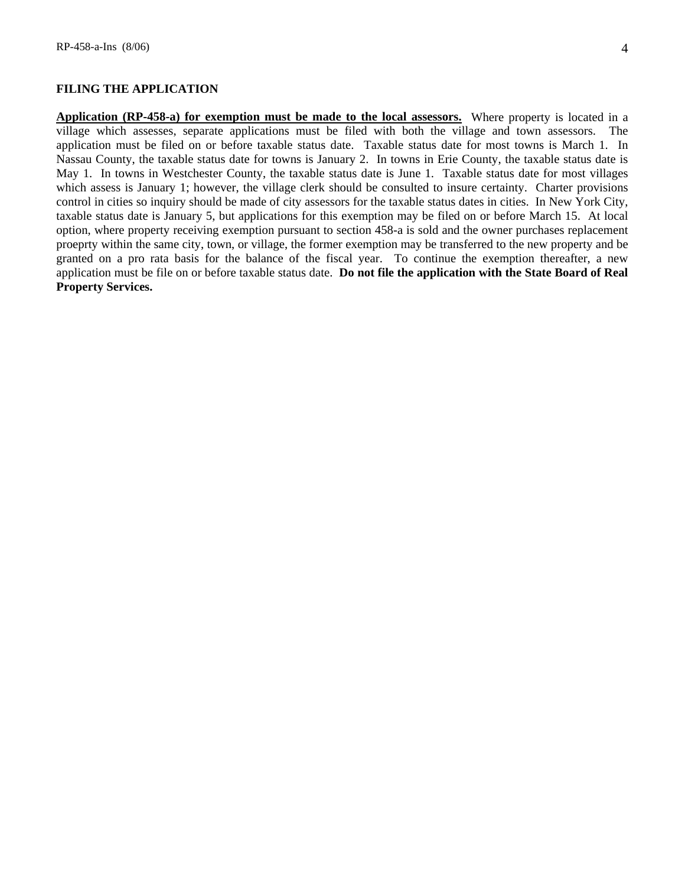## FILING THE APPLICATION

**Application (RP-458-a) for exemption must be made to the local assessors.** Where property is located in a village which assesses, separate applications must be filed with both the village and town assessors. The application must be filed on or before taxable status date. Taxable status date for most towns is March 1. In Nassau County, the taxable status date for towns is January 2. In towns in Erie County, the taxable status date is May 1. In towns in Westchester County, the taxable status date is June 1. Taxable status date for most villages which assess is January 1; however, the village clerk should be consulted to insure certainty. Charter provisions control in cities so inquiry should be made of city assessors for the taxable status dates in cities. In New York City, taxable status date is January 5, but applications for this exemption may be filed on or before March 15. At local option, where property receiving exemption pursuant to section 458-a is sold and the owner purchases replacement proeprty within the same city, town, or village, the former exemption may be transferred to the new property and be granted on a pro rata basis for the balance of the fiscal year. To continue the exemption thereafter, a new application must be file on or before taxable status date. **Do not file the application with the State Board of Real Property Services.**